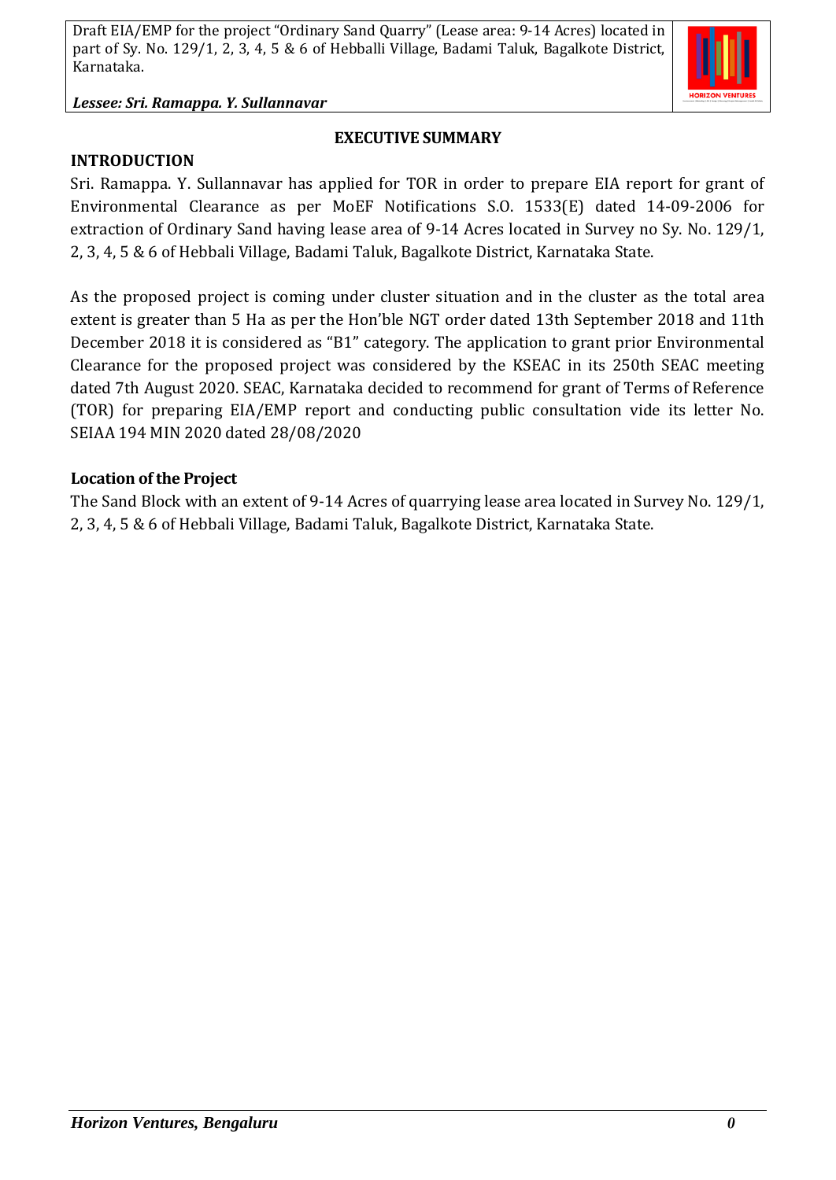## EXECUTIVE SUMMARY

### INTRODUCTION

Sri. Ramappa. Y. Sullannavar has applied for TOR in order to prepare EIA report for grant of Environmental Clearance as per MoEF Notifications S.O. 1533(E) dated 14-09-2006 for extraction of Ordinary Sand having lease area of 9-14 Acres located in Survey no Sy. No. 129/1, 2, 3, 4, 5 & 6 of Hebbali Village, Badami Taluk, Bagalkote District, Karnataka State.

As the proposed project is coming under cluster situation and in the cluster as the total area extent is greater than 5 Ha as per the Hon'ble NGT order dated 13th September 2018 and 11th December 2018 it is considered as "B1" category. The application to grant prior Environmental Clearance for the proposed project was considered by the KSEAC in its 250th SEAC meeting dated 7th August 2020. SEAC, Karnataka decided to recommend for grant of Terms of Reference (TOR) for preparing EIA/EMP report and conducting public consultation vide its letter No. SEIAA 194 MIN 2020 dated 28/08/2020

### Location of the Project

The Sand Block with an extent of 9-14 Acres of quarrying lease area located in Survey No. 129/1, 2, 3, 4, 5 & 6 of Hebbali Village, Badami Taluk, Bagalkote District, Karnataka State.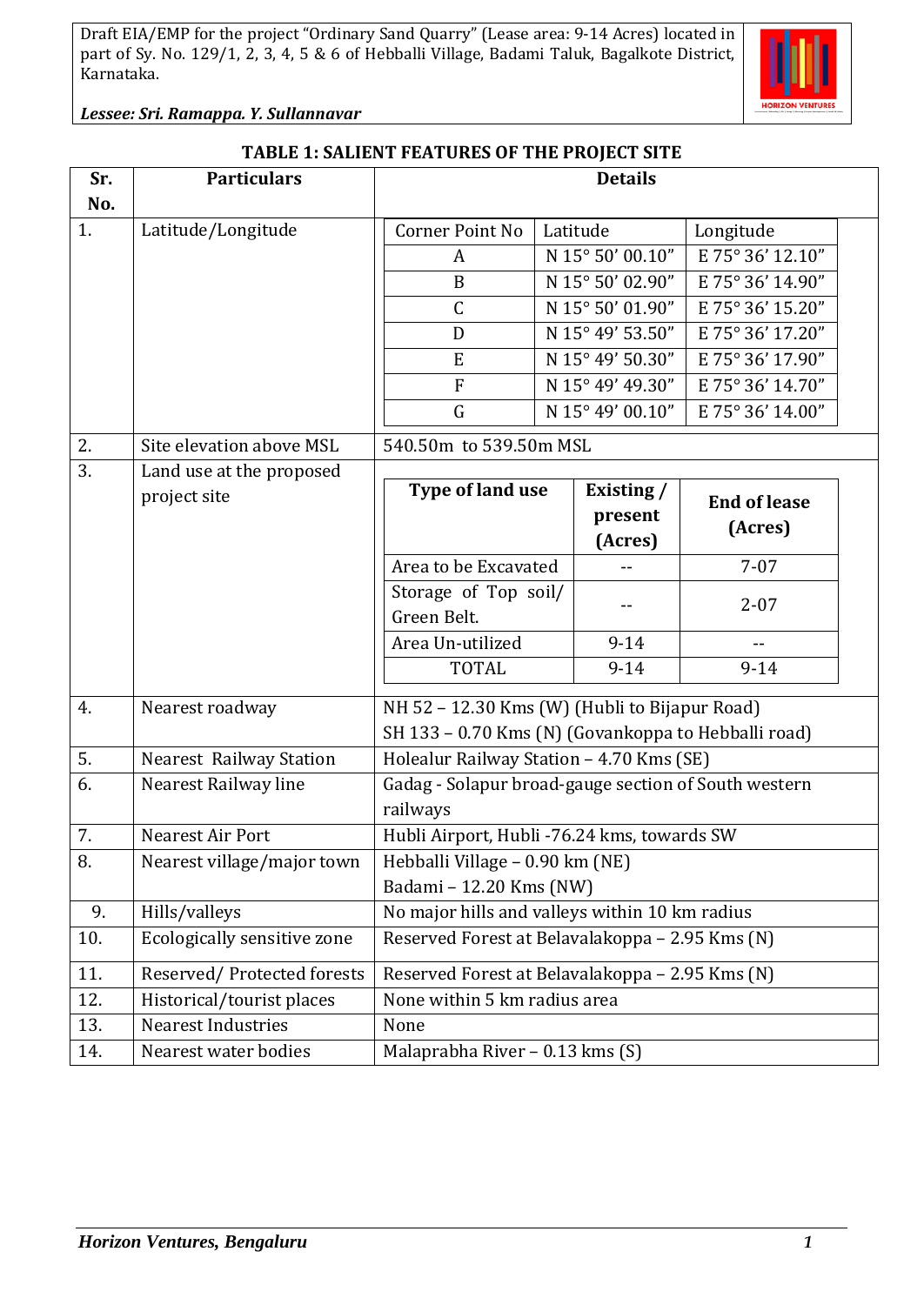**TABLE 1: SALIENT FEATURES OF THE PROJECT SITE**

<table>
<tr><th>Sr. No.</th><th>Particulars</th><th>Details</th></tr>
<tr><td>1.</td><td>Latitude/Longitude</td><td>

| Corner Point No | Latitude | Longitude |
|---|---|---|
| A | N 15° 50' 00.10" | E 75° 36' 12.10" |
| B | N 15° 50' 02.90" | E 75° 36' 14.90" |
| C | N 15° 50' 01.90" | E 75° 36' 15.20" |
| D | N 15° 49' 53.50" | E 75° 36' 17.20" |
| E | N 15° 49' 50.30" | E 75° 36' 17.90" |
| F | N 15° 49' 49.30" | E 75° 36' 14.70" |
| G | N 15° 49' 00.10" | E 75° 36' 14.00" |

</td></tr>
<tr><td>2.</td><td>Site elevation above MSL</td><td>540.50m to 539.50m MSL</td></tr>
<tr><td>3.</td><td>Land use at the proposed project site</td><td>

| Type of land use | Existing / present (Acres) | End of lease (Acres) |
|---|---|---|
| Area to be Excavated | -- | 7-07 |
| Storage of Top soil/ Green Belt. | -- | 2-07 |
| Area Un-utilized | 9-14 | -- |
| TOTAL | 9-14 | 9-14 |

</td></tr>
<tr><td>4.</td><td>Nearest roadway</td><td>NH 52 – 12.30 Kms (W) (Hubli to Bijapur Road)<br>SH 133 – 0.70 Kms (N) (Govankoppa to Hebballi road)</td></tr>
<tr><td>5.</td><td>Nearest Railway Station</td><td>Holealur Railway Station – 4.70 Kms (SE)</td></tr>
<tr><td>6.</td><td>Nearest Railway line</td><td>Gadag - Solapur broad-gauge section of South western railways</td></tr>
<tr><td>7.</td><td>Nearest Air Port</td><td>Hubli Airport, Hubli -76.24 kms, towards SW</td></tr>
<tr><td>8.</td><td>Nearest village/major town</td><td>Hebballi Village – 0.90 km (NE)<br>Badami – 12.20 Kms (NW)</td></tr>
<tr><td>9.</td><td>Hills/valleys</td><td>No major hills and valleys within 10 km radius</td></tr>
<tr><td>10.</td><td>Ecologically sensitive zone</td><td>Reserved Forest at Belavalakoppa – 2.95 Kms (N)</td></tr>
<tr><td>11.</td><td>Reserved/ Protected forests</td><td>Reserved Forest at Belavalakoppa – 2.95 Kms (N)</td></tr>
<tr><td>12.</td><td>Historical/tourist places</td><td>None within 5 km radius area</td></tr>
<tr><td>13.</td><td>Nearest Industries</td><td>None</td></tr>
<tr><td>14.</td><td>Nearest water bodies</td><td>Malaprabha River – 0.13 kms (S)</td></tr>
</table>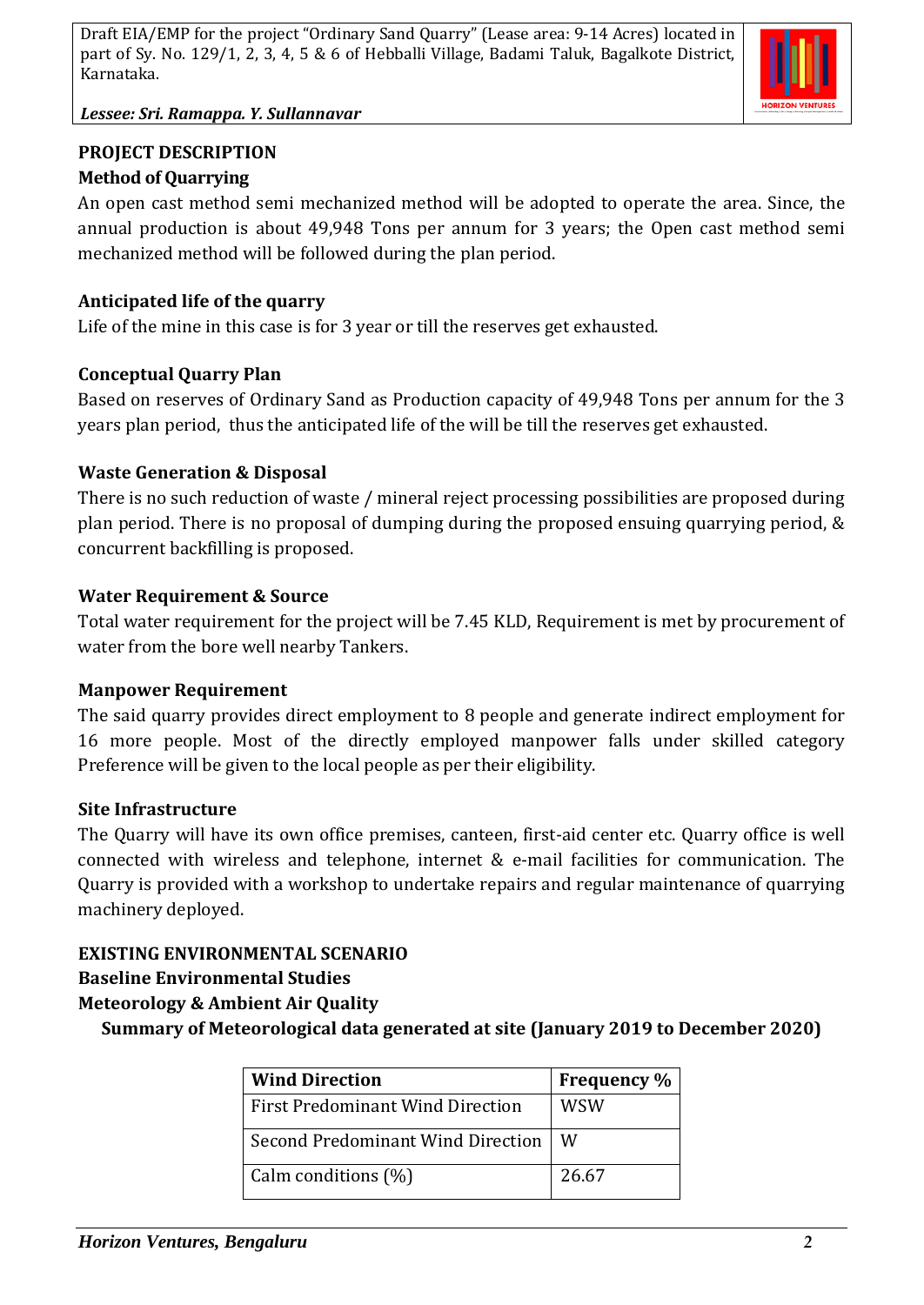## PROJECT DESCRIPTION

### Method of Quarrying

An open cast method semi mechanized method will be adopted to operate the area. Since, the annual production is about 49,948 Tons per annum for 3 years; the Open cast method semi mechanized method will be followed during the plan period.

### Anticipated life of the quarry

Life of the mine in this case is for 3 year or till the reserves get exhausted.

### Conceptual Quarry Plan

Based on reserves of Ordinary Sand as Production capacity of 49,948 Tons per annum for the 3 years plan period, thus the anticipated life of the will be till the reserves get exhausted.

### Waste Generation & Disposal

There is no such reduction of waste / mineral reject processing possibilities are proposed during plan period. There is no proposal of dumping during the proposed ensuing quarrying period, & concurrent backfilling is proposed.

### Water Requirement & Source

Total water requirement for the project will be 7.45 KLD, Requirement is met by procurement of water from the bore well nearby Tankers.

### Manpower Requirement

The said quarry provides direct employment to 8 people and generate indirect employment for 16 more people. Most of the directly employed manpower falls under skilled category Preference will be given to the local people as per their eligibility.

### Site Infrastructure

The Quarry will have its own office premises, canteen, first-aid center etc. Quarry office is well connected with wireless and telephone, internet & e-mail facilities for communication. The Quarry is provided with a workshop to undertake repairs and regular maintenance of quarrying machinery deployed.

## EXISTING ENVIRONMENTAL SCENARIO

### Baseline Environmental Studies

### Meteorology & Ambient Air Quality

**Summary of Meteorological data generated at site (January 2019 to December 2020)**

| Wind Direction | Frequency % |
|---|---|
| First Predominant Wind Direction | WSW |
| Second Predominant Wind Direction | W |
| Calm conditions (%) | 26.67 |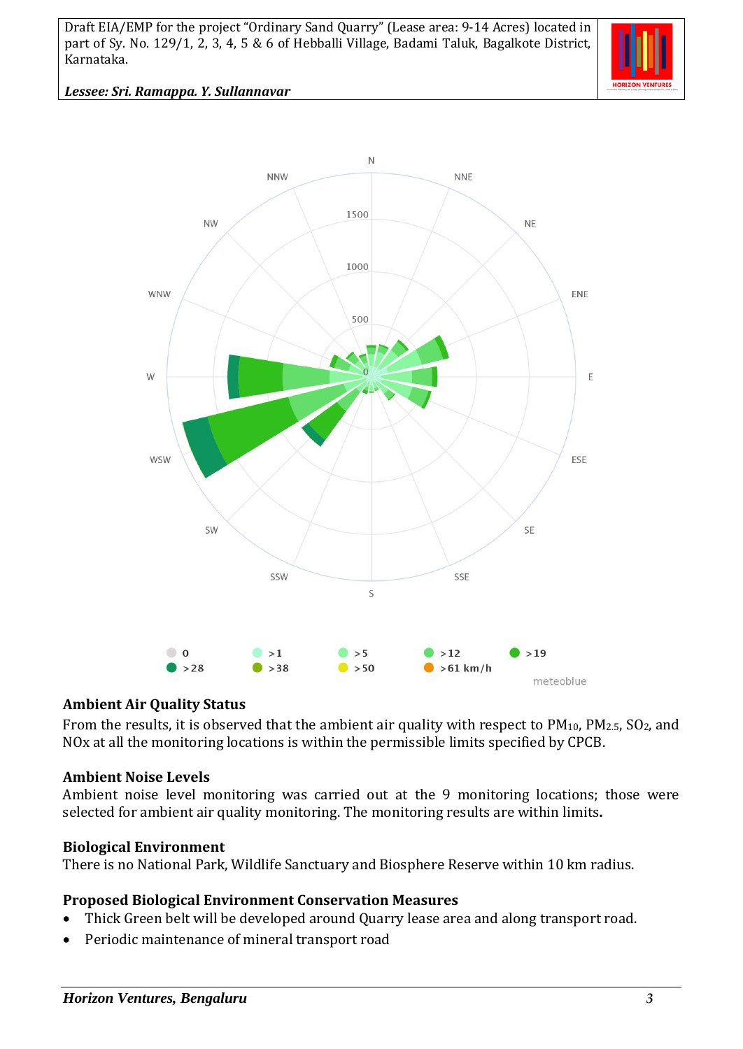## Ambient Air Quality Status

From the results, it is observed that the ambient air quality with respect to $PM_{10}$, $PM_{2.5}$, $SO_2$, and NOx at all the monitoring locations is within the permissible limits specified by CPCB.

## Ambient Noise Levels

Ambient noise level monitoring was carried out at the 9 monitoring locations; those were selected for ambient air quality monitoring. The monitoring results are within limits.

## Biological Environment

There is no National Park, Wildlife Sanctuary and Biosphere Reserve within 10 km radius.

## Proposed Biological Environment Conservation Measures

- Thick Green belt will be developed around Quarry lease area and along transport road.
- Periodic maintenance of mineral transport road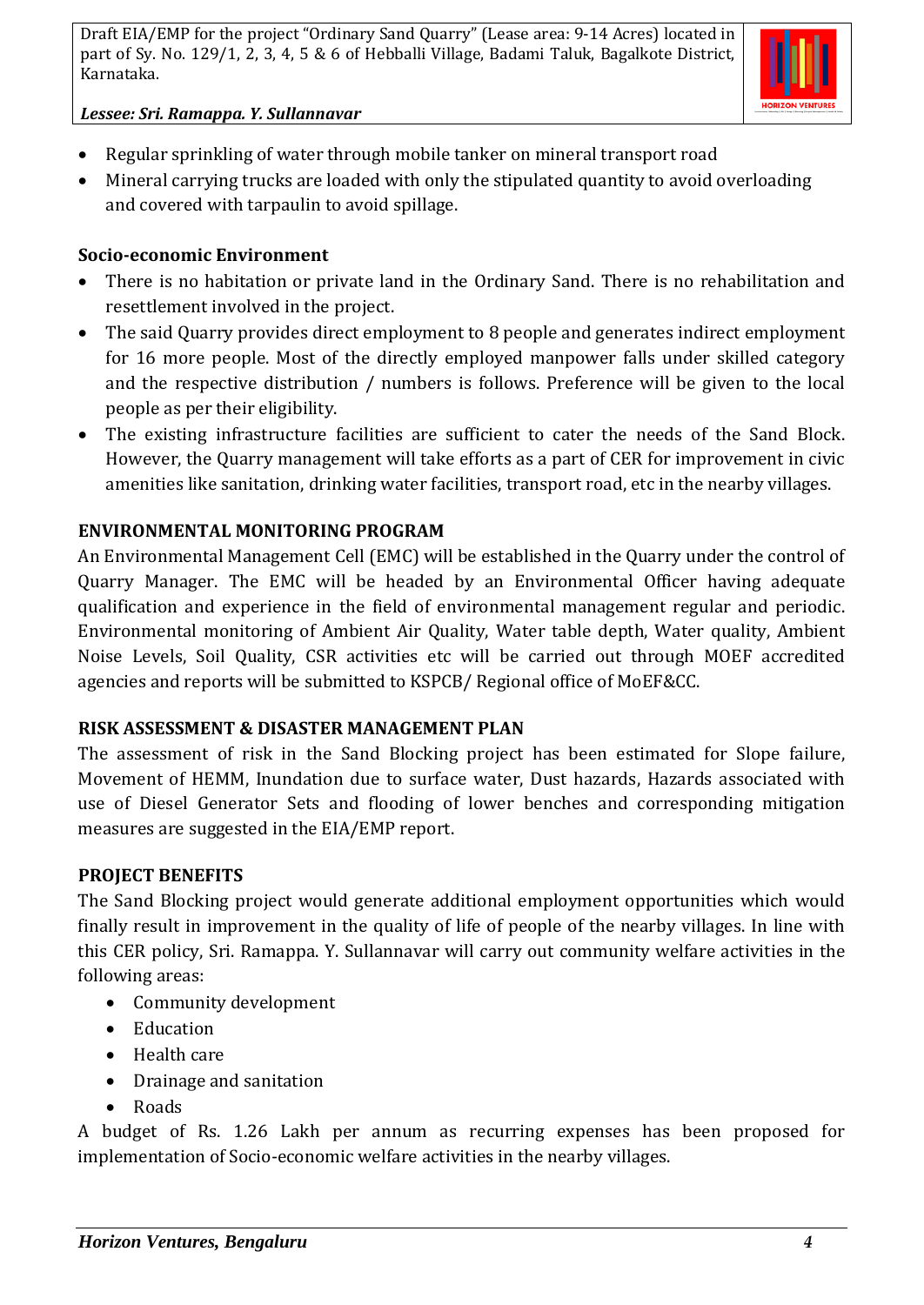- Regular sprinkling of water through mobile tanker on mineral transport road
- Mineral carrying trucks are loaded with only the stipulated quantity to avoid overloading and covered with tarpaulin to avoid spillage.

**Socio-economic Environment**

- There is no habitation or private land in the Ordinary Sand. There is no rehabilitation and resettlement involved in the project.
- The said Quarry provides direct employment to 8 people and generates indirect employment for 16 more people. Most of the directly employed manpower falls under skilled category and the respective distribution / numbers is follows. Preference will be given to the local people as per their eligibility.
- The existing infrastructure facilities are sufficient to cater the needs of the Sand Block. However, the Quarry management will take efforts as a part of CER for improvement in civic amenities like sanitation, drinking water facilities, transport road, etc in the nearby villages.

**ENVIRONMENTAL MONITORING PROGRAM**

An Environmental Management Cell (EMC) will be established in the Quarry under the control of Quarry Manager. The EMC will be headed by an Environmental Officer having adequate qualification and experience in the field of environmental management regular and periodic. Environmental monitoring of Ambient Air Quality, Water table depth, Water quality, Ambient Noise Levels, Soil Quality, CSR activities etc will be carried out through MOEF accredited agencies and reports will be submitted to KSPCB/ Regional office of MoEF&CC.

**RISK ASSESSMENT & DISASTER MANAGEMENT PLAN**

The assessment of risk in the Sand Blocking project has been estimated for Slope failure, Movement of HEMM, Inundation due to surface water, Dust hazards, Hazards associated with use of Diesel Generator Sets and flooding of lower benches and corresponding mitigation measures are suggested in the EIA/EMP report.

**PROJECT BENEFITS**

The Sand Blocking project would generate additional employment opportunities which would finally result in improvement in the quality of life of people of the nearby villages. In line with this CER policy, Sri. Ramappa. Y. Sullannavar will carry out community welfare activities in the following areas:

- Community development
- Education
- Health care
- Drainage and sanitation
- Roads

A budget of Rs. 1.26 Lakh per annum as recurring expenses has been proposed for implementation of Socio-economic welfare activities in the nearby villages.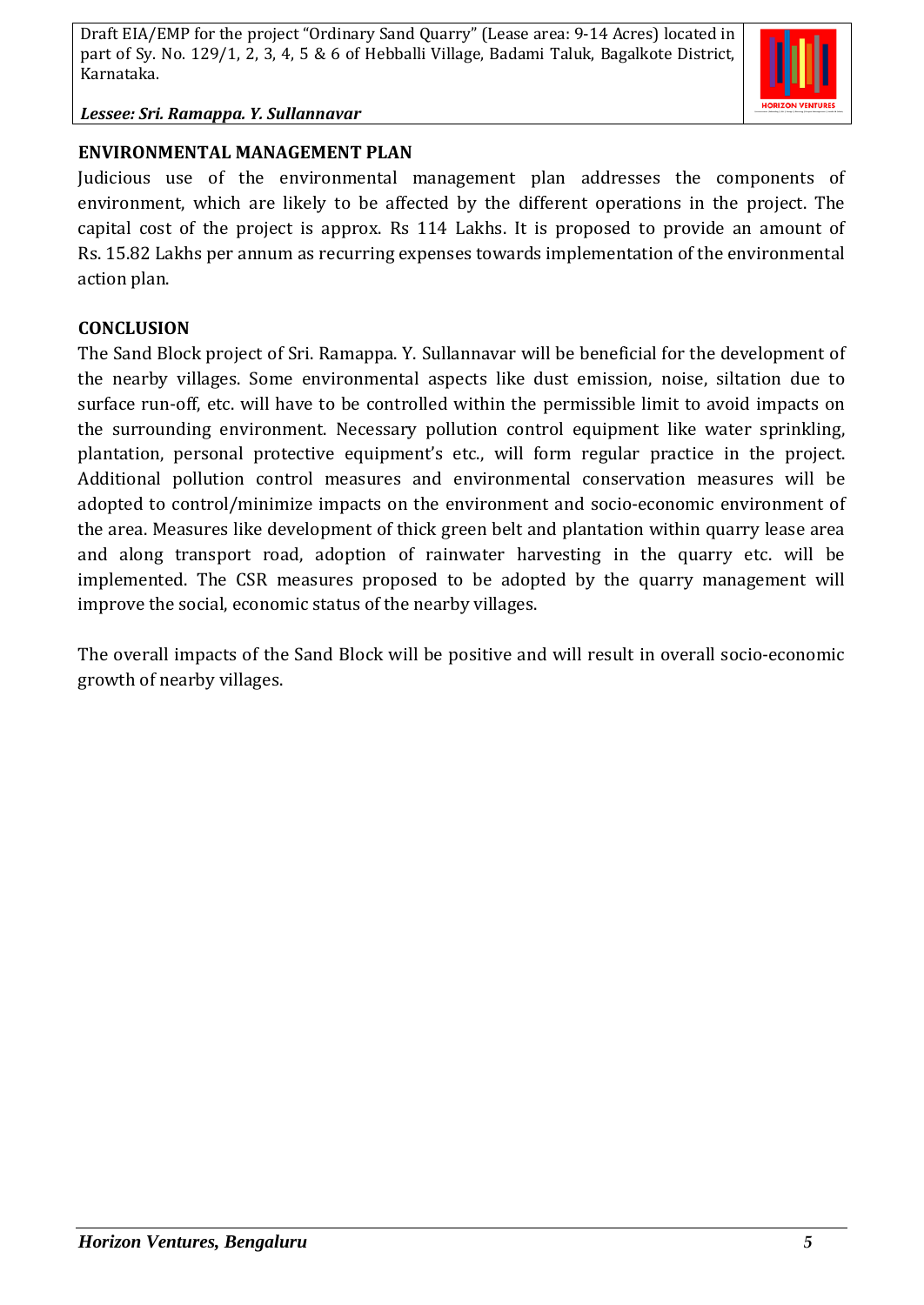**ENVIRONMENTAL MANAGEMENT PLAN**

Judicious use of the environmental management plan addresses the components of environment, which are likely to be affected by the different operations in the project. The capital cost of the project is approx. Rs 114 Lakhs. It is proposed to provide an amount of Rs. 15.82 Lakhs per annum as recurring expenses towards implementation of the environmental action plan.

**CONCLUSION**

The Sand Block project of Sri. Ramappa. Y. Sullannavar will be beneficial for the development of the nearby villages. Some environmental aspects like dust emission, noise, siltation due to surface run-off, etc. will have to be controlled within the permissible limit to avoid impacts on the surrounding environment. Necessary pollution control equipment like water sprinkling, plantation, personal protective equipment's etc., will form regular practice in the project. Additional pollution control measures and environmental conservation measures will be adopted to control/minimize impacts on the environment and socio-economic environment of the area. Measures like development of thick green belt and plantation within quarry lease area and along transport road, adoption of rainwater harvesting in the quarry etc. will be implemented. The CSR measures proposed to be adopted by the quarry management will improve the social, economic status of the nearby villages.

The overall impacts of the Sand Block will be positive and will result in overall socio-economic growth of nearby villages.